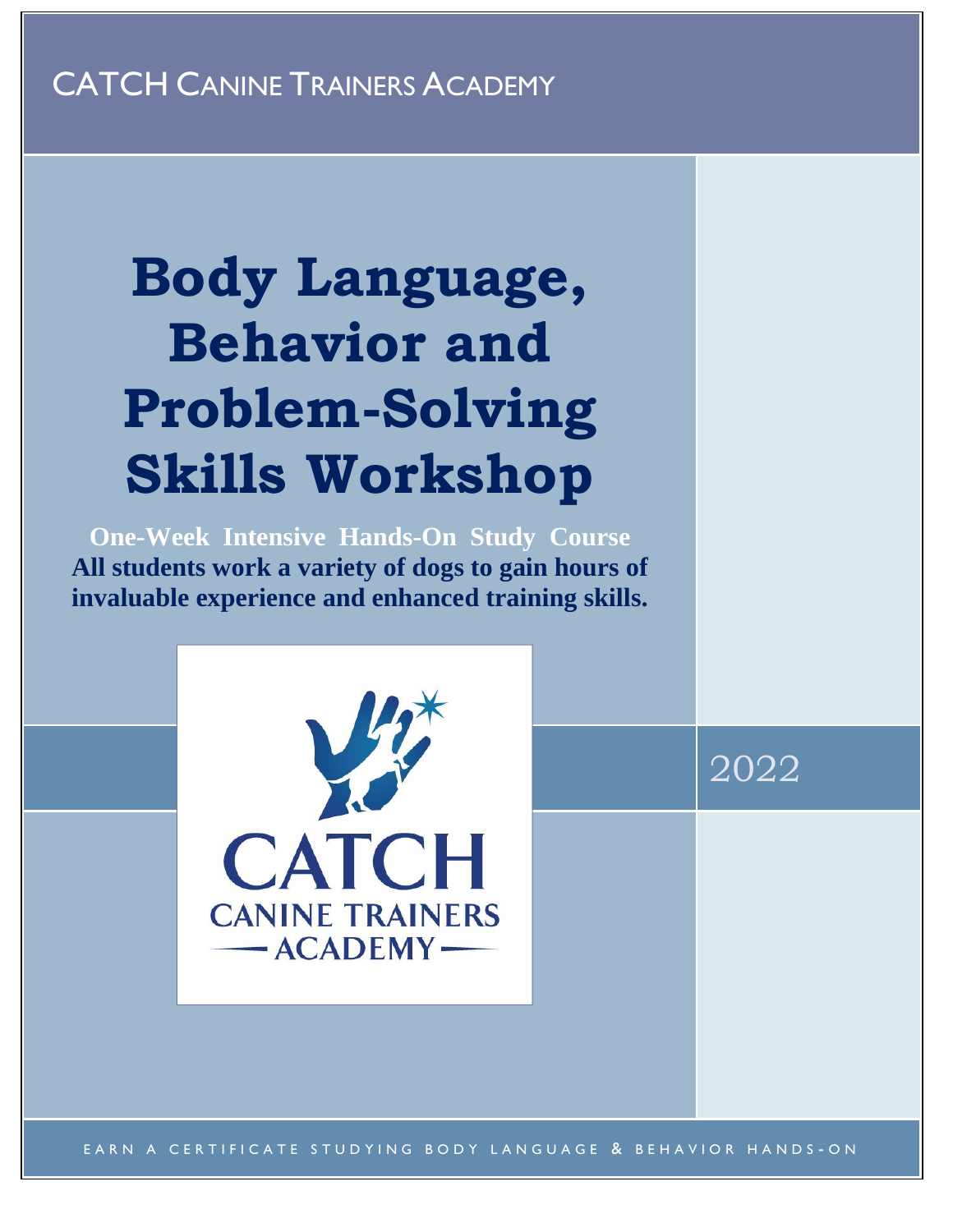CATCH Canine Trainers Academy

# Body Language, Behavior and Problem-Solving Skills Workshop

**One-Week Intensive Hands-On Study Course**

**All students work a variety of dogs to gain hours of invaluable experience and enhanced training skills.**

CATCH CANINE TRAINERS ACADEMY

2022

EARN A CERTIFICATE STUDYING BODY LANGUAGE & BEHAVIOR HANDS-ON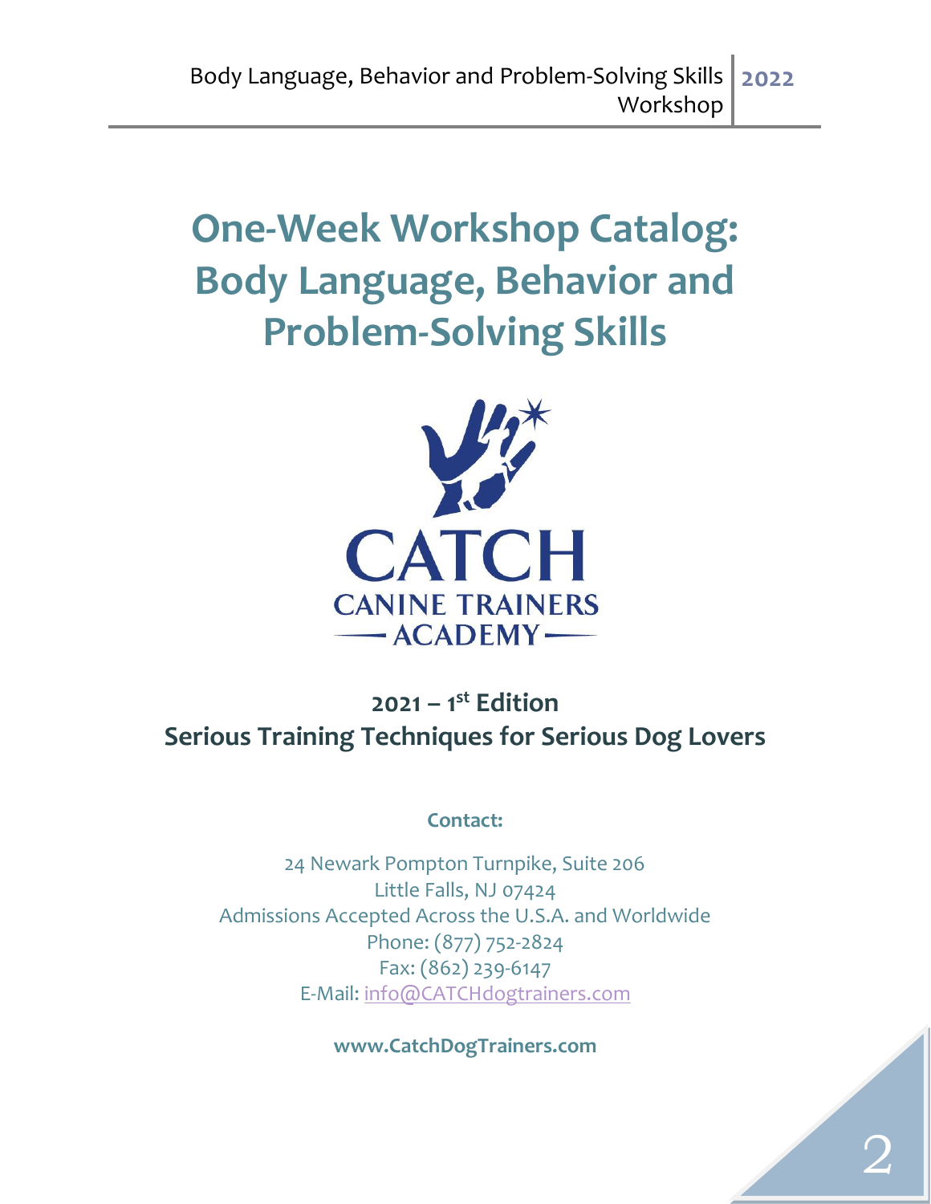# One-Week Workshop Catalog: Body Language, Behavior and Problem-Solving Skills

CATCH
CANINE TRAINERS
ACADEMY

**2021 – 1st Edition**
**Serious Training Techniques for Serious Dog Lovers**

**Contact:**

24 Newark Pompton Turnpike, Suite 206
Little Falls, NJ 07424
Admissions Accepted Across the U.S.A. and Worldwide
Phone: (877) 752-2824
Fax: (862) 239-6147
E-Mail: info@CATCHdogtrainers.com

**www.CatchDogTrainers.com**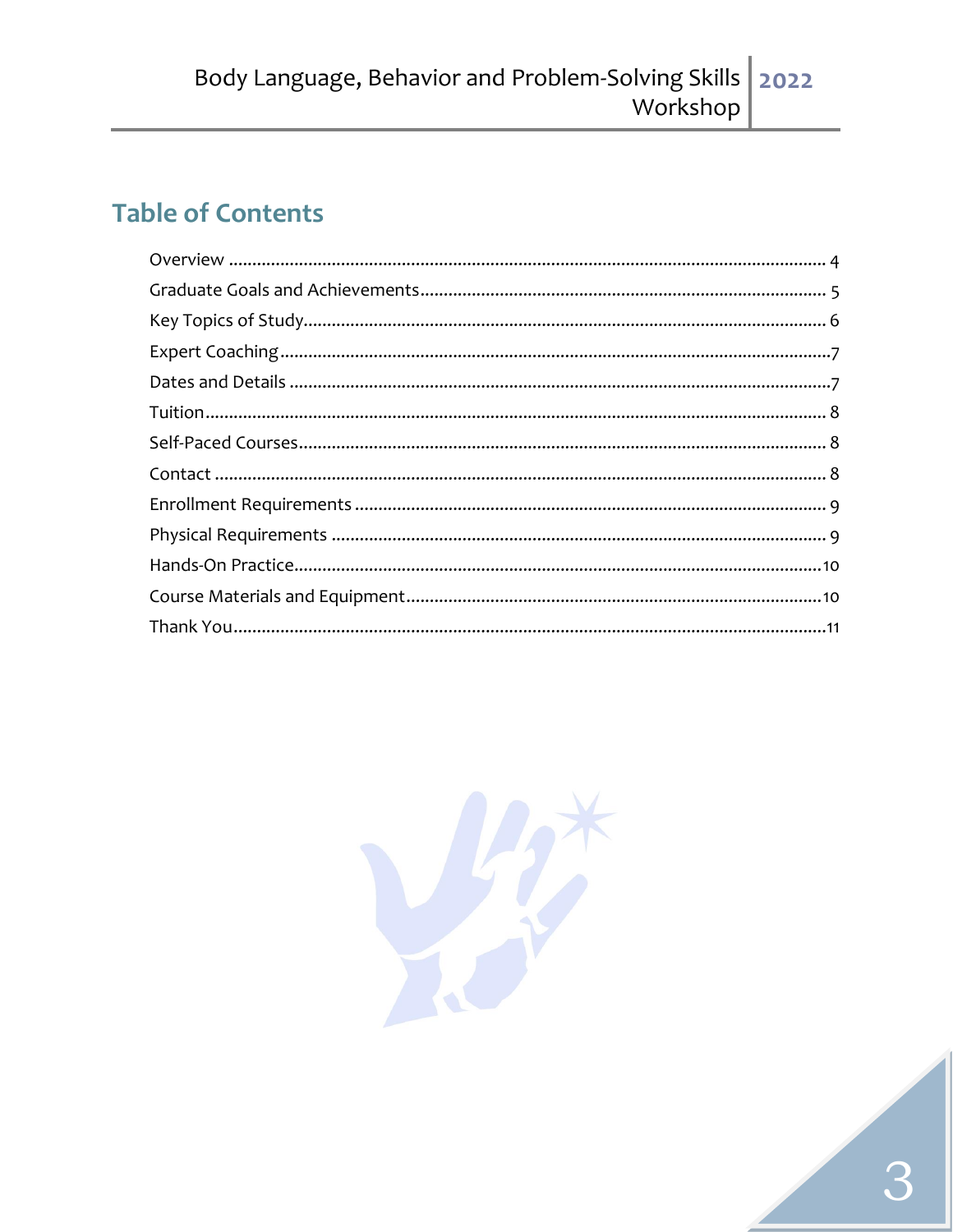## Table of Contents

Overview ........................................................................................................................ 4
Graduate Goals and Achievements.......................................................................... 5
Key Topics of Study...................................................................................................... 6
Expert Coaching ............................................................................................................ 7
Dates and Details .......................................................................................................... 7
Tuition.............................................................................................................................. 8
Self-Paced Courses........................................................................................................ 8
Contact ............................................................................................................................ 8
Enrollment Requirements ........................................................................................... 9
Physical Requirements ................................................................................................. 9
Hands-On Practice....................................................................................................... 10
Course Materials and Equipment............................................................................. 10
Thank You...................................................................................................................... 11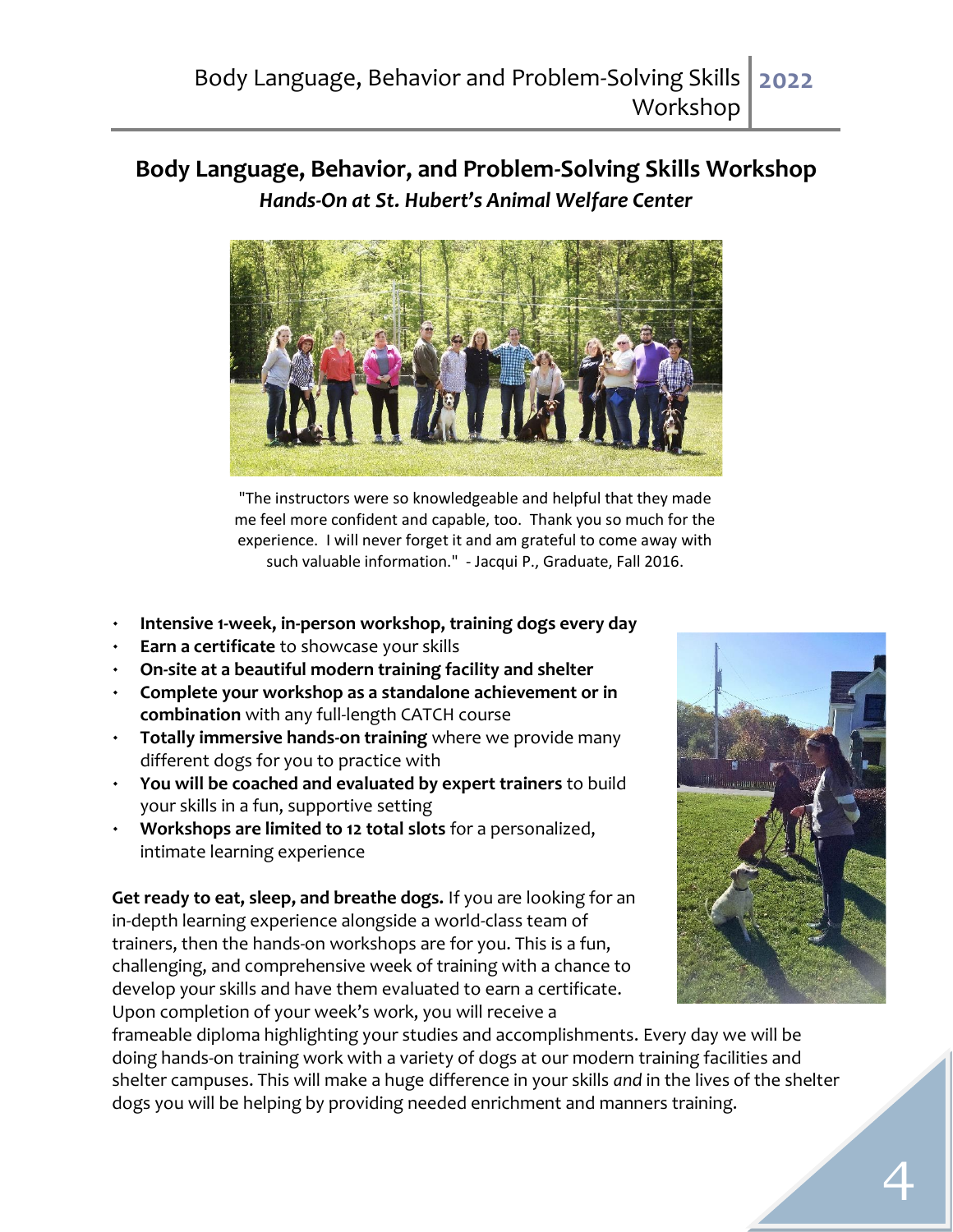## Body Language, Behavior, and Problem-Solving Skills Workshop

***Hands-On at St. Hubert's Animal Welfare Center***

"The instructors were so knowledgeable and helpful that they made me feel more confident and capable, too. Thank you so much for the experience. I will never forget it and am grateful to come away with such valuable information." - Jacqui P., Graduate, Fall 2016.

- **Intensive 1-week, in-person workshop, training dogs every day**
- **Earn a certificate** to showcase your skills
- **On-site at a beautiful modern training facility and shelter**
- **Complete your workshop as a standalone achievement or in combination** with any full-length CATCH course
- **Totally immersive hands-on training** where we provide many different dogs for you to practice with
- **You will be coached and evaluated by expert trainers** to build your skills in a fun, supportive setting
- **Workshops are limited to 12 total slots** for a personalized, intimate learning experience

**Get ready to eat, sleep, and breathe dogs.** If you are looking for an in-depth learning experience alongside a world-class team of trainers, then the hands-on workshops are for you. This is a fun, challenging, and comprehensive week of training with a chance to develop your skills and have them evaluated to earn a certificate. Upon completion of your week's work, you will receive a frameable diploma highlighting your studies and accomplishments. Every day we will be doing hands-on training work with a variety of dogs at our modern training facilities and shelter campuses. This will make a huge difference in your skills *and* in the lives of the shelter dogs you will be helping by providing needed enrichment and manners training.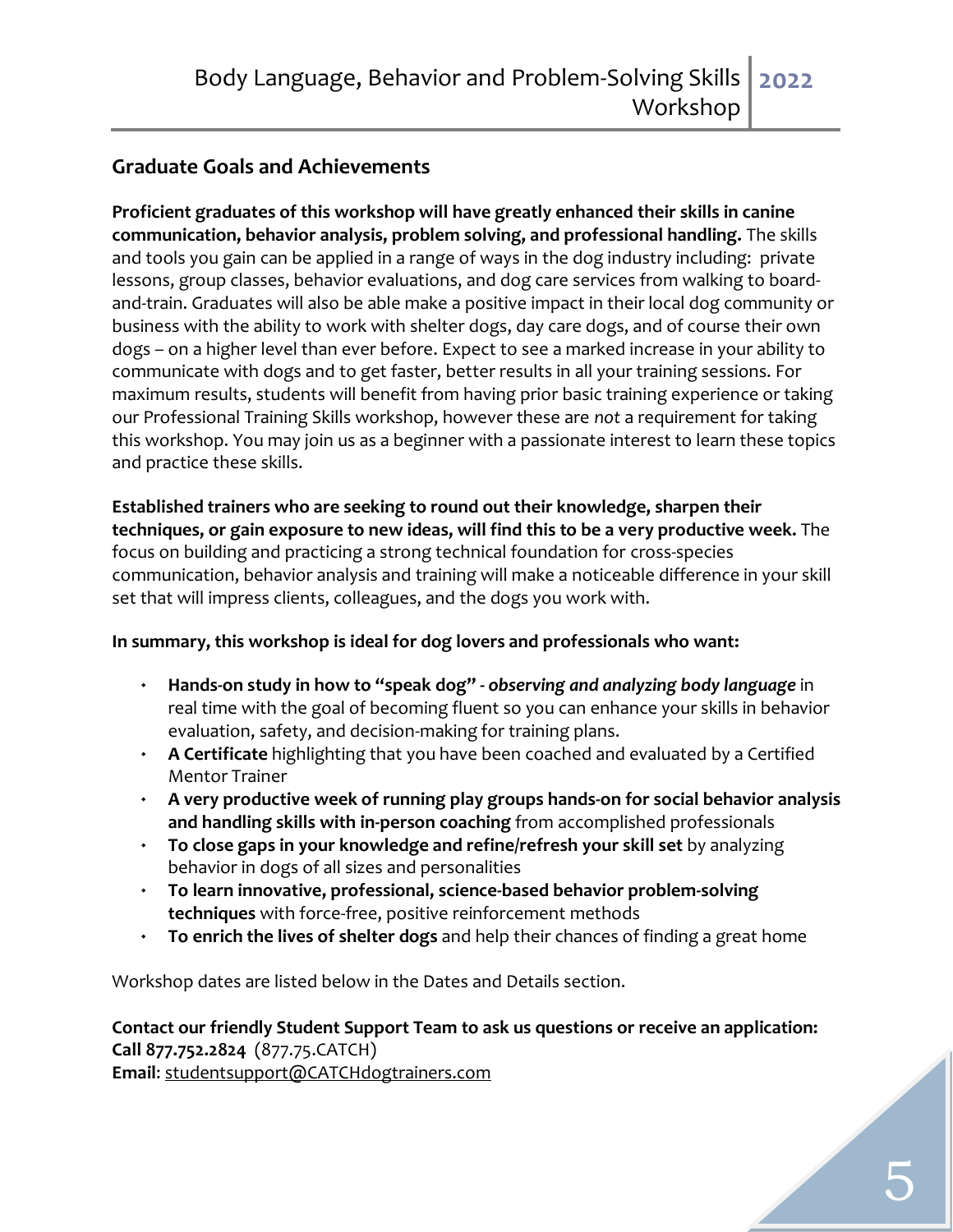## Graduate Goals and Achievements

**Proficient graduates of this workshop will have greatly enhanced their skills in canine communication, behavior analysis, problem solving, and professional handling.** The skills and tools you gain can be applied in a range of ways in the dog industry including: private lessons, group classes, behavior evaluations, and dog care services from walking to board-and-train. Graduates will also be able make a positive impact in their local dog community or business with the ability to work with shelter dogs, day care dogs, and of course their own dogs – on a higher level than ever before. Expect to see a marked increase in your ability to communicate with dogs and to get faster, better results in all your training sessions. For maximum results, students will benefit from having prior basic training experience or taking our Professional Training Skills workshop, however these are *not* a requirement for taking this workshop. You may join us as a beginner with a passionate interest to learn these topics and practice these skills.

**Established trainers who are seeking to round out their knowledge, sharpen their techniques, or gain exposure to new ideas, will find this to be a very productive week.** The focus on building and practicing a strong technical foundation for cross-species communication, behavior analysis and training will make a noticeable difference in your skill set that will impress clients, colleagues, and the dogs you work with.

**In summary, this workshop is ideal for dog lovers and professionals who want:**

- **Hands-on study in how to "speak dog" -** ***observing and analyzing body language*** in real time with the goal of becoming fluent so you can enhance your skills in behavior evaluation, safety, and decision-making for training plans.
- **A Certificate** highlighting that you have been coached and evaluated by a Certified Mentor Trainer
- **A very productive week of running play groups hands-on for social behavior analysis and handling skills with in-person coaching** from accomplished professionals
- **To close gaps in your knowledge and refine/refresh your skill set** by analyzing behavior in dogs of all sizes and personalities
- **To learn innovative, professional, science-based behavior problem-solving techniques** with force-free, positive reinforcement methods
- **To enrich the lives of shelter dogs** and help their chances of finding a great home

Workshop dates are listed below in the Dates and Details section.

**Contact our friendly Student Support Team to ask us questions or receive an application:**
**Call 877.752.2824** (877.75.CATCH)
**Email**: studentsupport@CATCHdogtrainers.com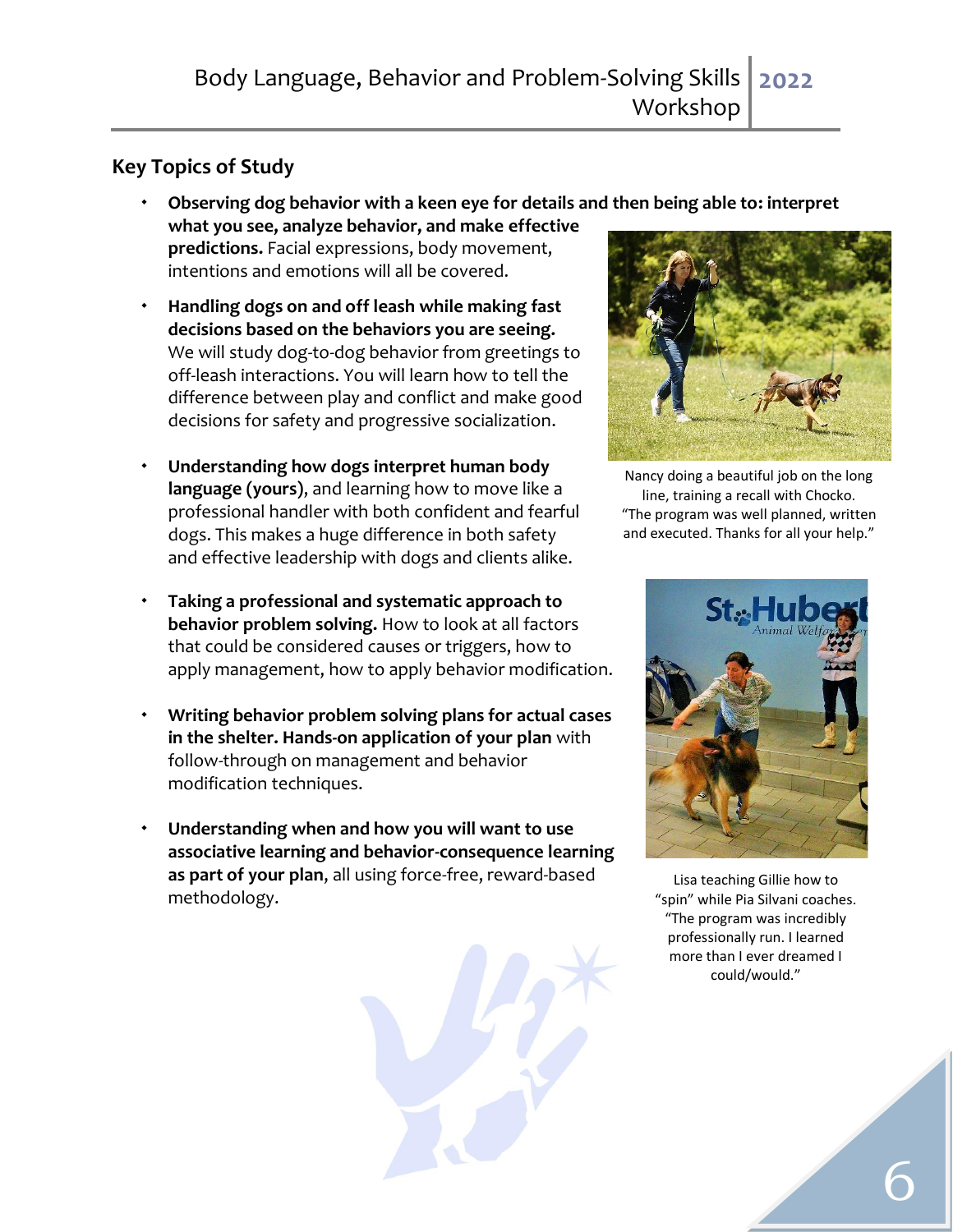## Key Topics of Study

- **Observing dog behavior with a keen eye for details and then being able to: interpret what you see, analyze behavior, and make effective predictions.** Facial expressions, body movement, intentions and emotions will all be covered.
- **Handling dogs on and off leash while making fast decisions based on the behaviors you are seeing.** We will study dog-to-dog behavior from greetings to off-leash interactions. You will learn how to tell the difference between play and conflict and make good decisions for safety and progressive socialization.
- **Understanding how dogs interpret human body language (yours)**, and learning how to move like a professional handler with both confident and fearful dogs. This makes a huge difference in both safety and effective leadership with dogs and clients alike.
- **Taking a professional and systematic approach to behavior problem solving.** How to look at all factors that could be considered causes or triggers, how to apply management, how to apply behavior modification.
- **Writing behavior problem solving plans for actual cases in the shelter. Hands-on application of your plan** with follow-through on management and behavior modification techniques.
- **Understanding when and how you will want to use associative learning and behavior-consequence learning as part of your plan**, all using force-free, reward-based methodology.

Nancy doing a beautiful job on the long line, training a recall with Chocko. "The program was well planned, written and executed. Thanks for all your help."

Lisa teaching Gillie how to "spin" while Pia Silvani coaches. "The program was incredibly professionally run. I learned more than I ever dreamed I could/would."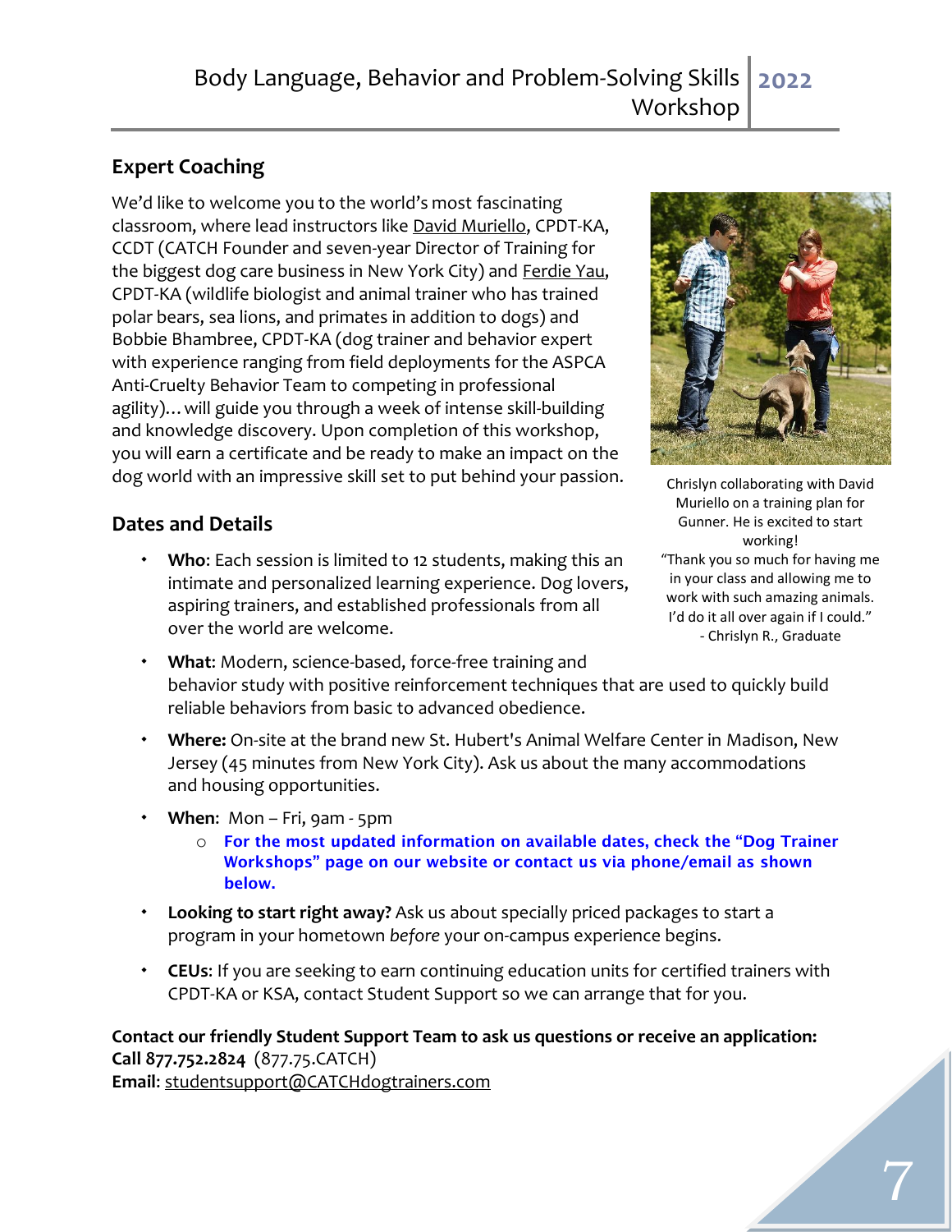## Expert Coaching

We'd like to welcome you to the world's most fascinating classroom, where lead instructors like David Muriello, CPDT-KA, CCDT (CATCH Founder and seven-year Director of Training for the biggest dog care business in New York City) and Ferdie Yau, CPDT-KA (wildlife biologist and animal trainer who has trained polar bears, sea lions, and primates in addition to dogs) and Bobbie Bhambree, CPDT-KA (dog trainer and behavior expert with experience ranging from field deployments for the ASPCA Anti-Cruelty Behavior Team to competing in professional agility)…will guide you through a week of intense skill-building and knowledge discovery. Upon completion of this workshop, you will earn a certificate and be ready to make an impact on the dog world with an impressive skill set to put behind your passion.

Chrislyn collaborating with David Muriello on a training plan for Gunner. He is excited to start working!
"Thank you so much for having me in your class and allowing me to work with such amazing animals. I'd do it all over again if I could."
- Chrislyn R., Graduate

## Dates and Details

- **Who**: Each session is limited to 12 students, making this an intimate and personalized learning experience. Dog lovers, aspiring trainers, and established professionals from all over the world are welcome.
- **What**: Modern, science-based, force-free training and behavior study with positive reinforcement techniques that are used to quickly build reliable behaviors from basic to advanced obedience.
- **Where:** On-site at the brand new St. Hubert's Animal Welfare Center in Madison, New Jersey (45 minutes from New York City). Ask us about the many accommodations and housing opportunities.
- **When**: Mon – Fri, 9am - 5pm
  - **For the most updated information on available dates, check the "Dog Trainer Workshops" page on our website or contact us via phone/email as shown below.**
- **Looking to start right away?** Ask us about specially priced packages to start a program in your hometown *before* your on-campus experience begins.
- **CEUs**: If you are seeking to earn continuing education units for certified trainers with CPDT-KA or KSA, contact Student Support so we can arrange that for you.

**Contact our friendly Student Support Team to ask us questions or receive an application:**
**Call 877.752.2824** (877.75.CATCH)
**Email**: studentsupport@CATCHdogtrainers.com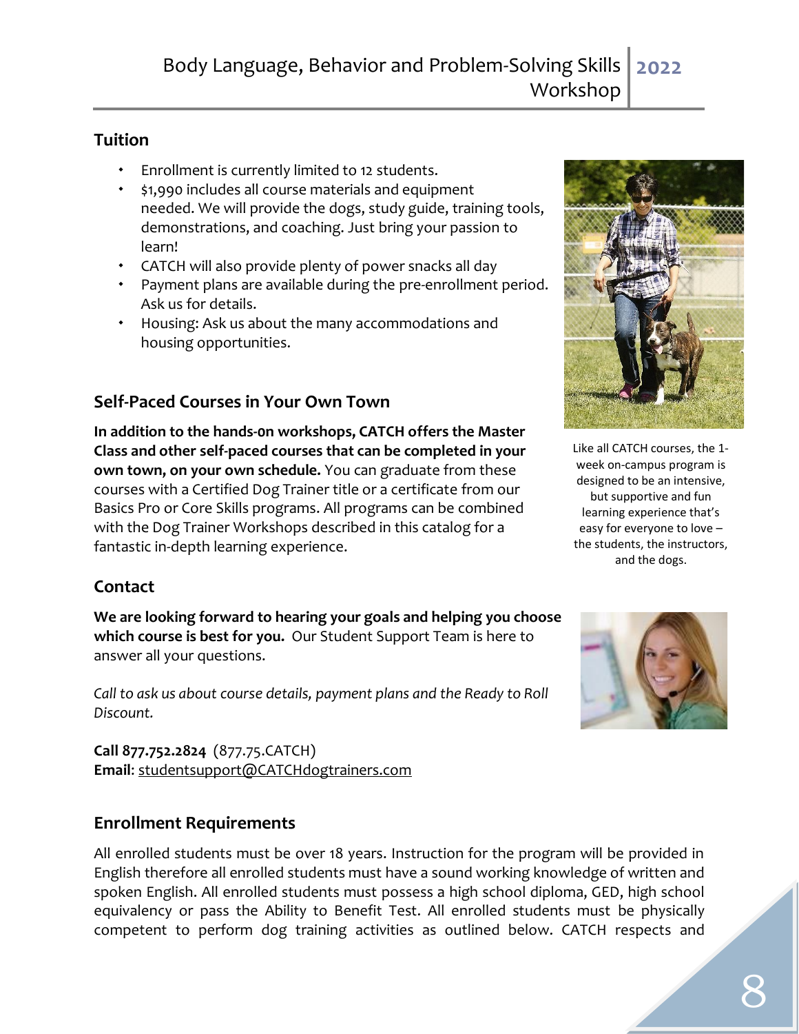## Tuition

- Enrollment is currently limited to 12 students.
- $1,990 includes all course materials and equipment needed. We will provide the dogs, study guide, training tools, demonstrations, and coaching. Just bring your passion to learn!
- CATCH will also provide plenty of power snacks all day
- Payment plans are available during the pre-enrollment period. Ask us for details.
- Housing: Ask us about the many accommodations and housing opportunities.

Like all CATCH courses, the 1-week on-campus program is designed to be an intensive, but supportive and fun learning experience that's easy for everyone to love – the students, the instructors, and the dogs.

## Self-Paced Courses in Your Own Town

**In addition to the hands-0n workshops, CATCH offers the Master Class and other self-paced courses that can be completed in your own town, on your own schedule.** You can graduate from these courses with a Certified Dog Trainer title or a certificate from our Basics Pro or Core Skills programs. All programs can be combined with the Dog Trainer Workshops described in this catalog for a fantastic in-depth learning experience.

## Contact

**We are looking forward to hearing your goals and helping you choose which course is best for you.** Our Student Support Team is here to answer all your questions.

*Call to ask us about course details, payment plans and the Ready to Roll Discount.*

**Call 877.752.2824** (877.75.CATCH)
**Email**: studentsupport@CATCHdogtrainers.com

## Enrollment Requirements

All enrolled students must be over 18 years. Instruction for the program will be provided in English therefore all enrolled students must have a sound working knowledge of written and spoken English. All enrolled students must possess a high school diploma, GED, high school equivalency or pass the Ability to Benefit Test. All enrolled students must be physically competent to perform dog training activities as outlined below. CATCH respects and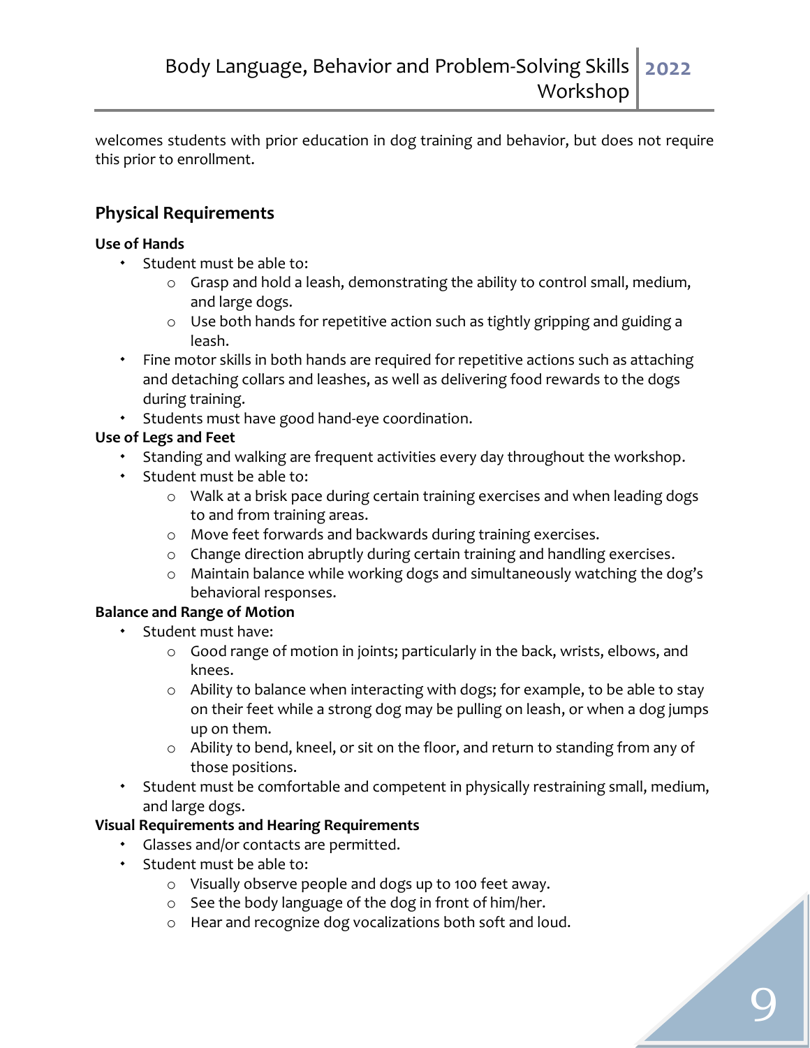welcomes students with prior education in dog training and behavior, but does not require this prior to enrollment.

## Physical Requirements

**Use of Hands**

- Student must be able to:
    - Grasp and hold a leash, demonstrating the ability to control small, medium, and large dogs.
    - Use both hands for repetitive action such as tightly gripping and guiding a leash.
- Fine motor skills in both hands are required for repetitive actions such as attaching and detaching collars and leashes, as well as delivering food rewards to the dogs during training.
- Students must have good hand-eye coordination.

**Use of Legs and Feet**

- Standing and walking are frequent activities every day throughout the workshop.
- Student must be able to:
    - Walk at a brisk pace during certain training exercises and when leading dogs to and from training areas.
    - Move feet forwards and backwards during training exercises.
    - Change direction abruptly during certain training and handling exercises.
    - Maintain balance while working dogs and simultaneously watching the dog's behavioral responses.

**Balance and Range of Motion**

- Student must have:
    - Good range of motion in joints; particularly in the back, wrists, elbows, and knees.
    - Ability to balance when interacting with dogs; for example, to be able to stay on their feet while a strong dog may be pulling on leash, or when a dog jumps up on them.
    - Ability to bend, kneel, or sit on the floor, and return to standing from any of those positions.
- Student must be comfortable and competent in physically restraining small, medium, and large dogs.

**Visual Requirements and Hearing Requirements**

- Glasses and/or contacts are permitted.
- Student must be able to:
    - Visually observe people and dogs up to 100 feet away.
    - See the body language of the dog in front of him/her.
    - Hear and recognize dog vocalizations both soft and loud.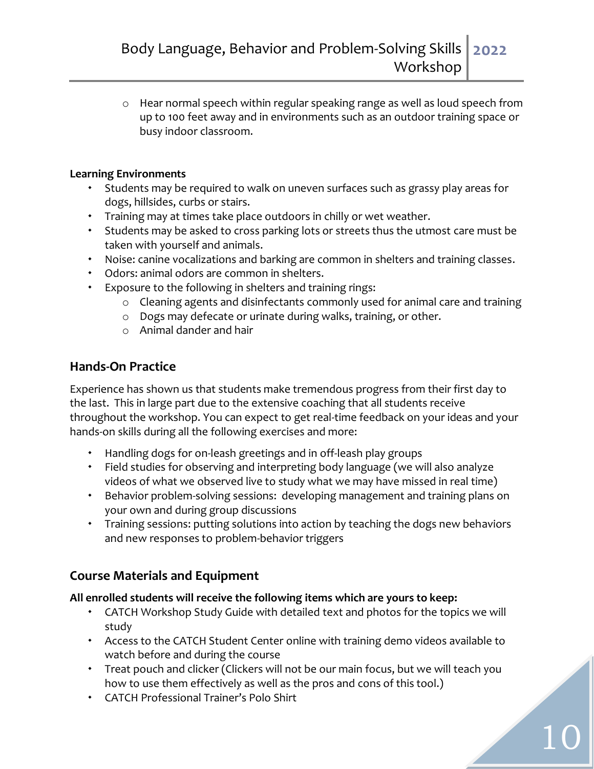- Hear normal speech within regular speaking range as well as loud speech from up to 100 feet away and in environments such as an outdoor training space or busy indoor classroom.

**Learning Environments**

- Students may be required to walk on uneven surfaces such as grassy play areas for dogs, hillsides, curbs or stairs.
- Training may at times take place outdoors in chilly or wet weather.
- Students may be asked to cross parking lots or streets thus the utmost care must be taken with yourself and animals.
- Noise: canine vocalizations and barking are common in shelters and training classes.
- Odors: animal odors are common in shelters.
- Exposure to the following in shelters and training rings:
  - Cleaning agents and disinfectants commonly used for animal care and training
  - Dogs may defecate or urinate during walks, training, or other.
  - Animal dander and hair

## Hands-On Practice

Experience has shown us that students make tremendous progress from their first day to the last. This in large part due to the extensive coaching that all students receive throughout the workshop. You can expect to get real-time feedback on your ideas and your hands-on skills during all the following exercises and more:

- Handling dogs for on-leash greetings and in off-leash play groups
- Field studies for observing and interpreting body language (we will also analyze videos of what we observed live to study what we may have missed in real time)
- Behavior problem-solving sessions: developing management and training plans on your own and during group discussions
- Training sessions: putting solutions into action by teaching the dogs new behaviors and new responses to problem-behavior triggers

## Course Materials and Equipment

**All enrolled students will receive the following items which are yours to keep:**

- CATCH Workshop Study Guide with detailed text and photos for the topics we will study
- Access to the CATCH Student Center online with training demo videos available to watch before and during the course
- Treat pouch and clicker (Clickers will not be our main focus, but we will teach you how to use them effectively as well as the pros and cons of this tool.)
- CATCH Professional Trainer's Polo Shirt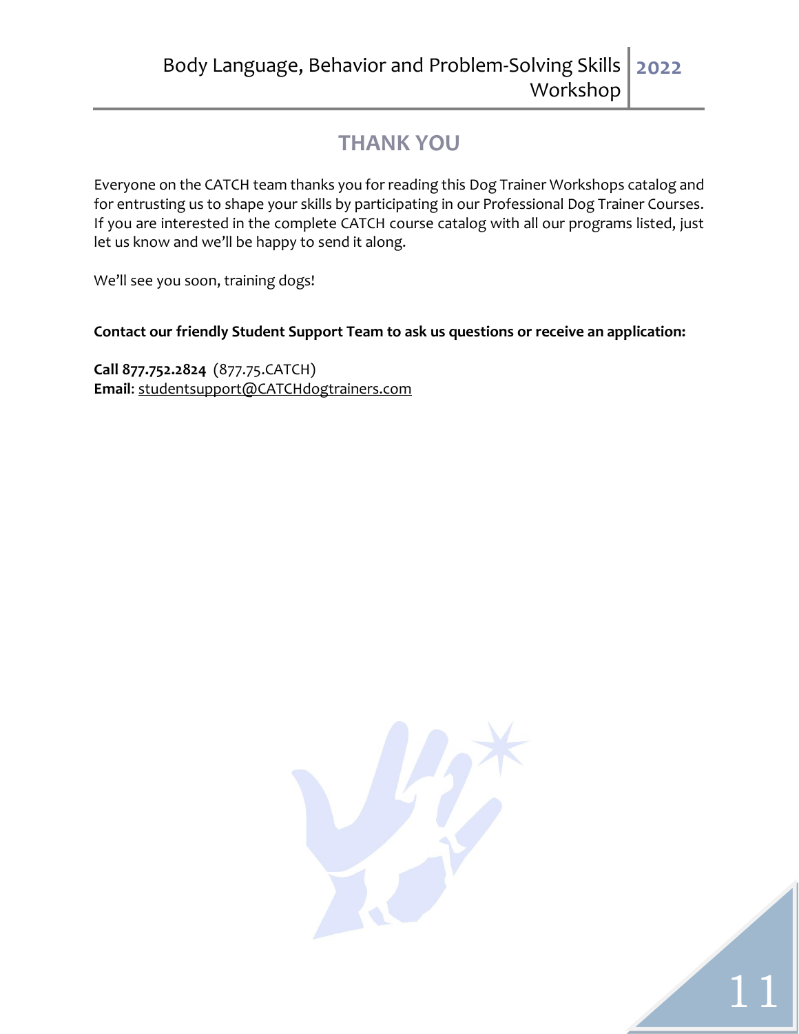## THANK YOU

Everyone on the CATCH team thanks you for reading this Dog Trainer Workshops catalog and for entrusting us to shape your skills by participating in our Professional Dog Trainer Courses. If you are interested in the complete CATCH course catalog with all our programs listed, just let us know and we'll be happy to send it along.

We'll see you soon, training dogs!

**Contact our friendly Student Support Team to ask us questions or receive an application:**

**Call 877.752.2824** (877.75.CATCH)
**Email**: studentsupport@CATCHdogtrainers.com